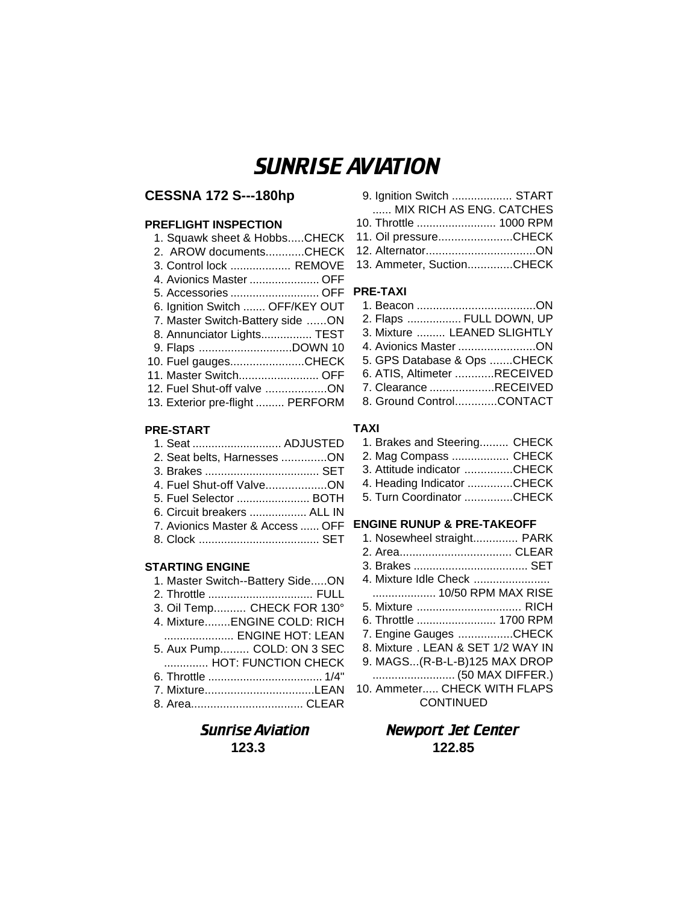# SUNRISE AVIATION

## CESSNA 172 S---180hp

### PREFLIGHT INSPECTION

1. Squawk sheet & Hobbs.....CHECK
2. AROW documents............CHECK
3. Control lock ................... REMOVE
4. Avionics Master ...................... OFF
5. Accessories ............................ OFF
6. Ignition Switch ....... OFF/KEY OUT
7. Master Switch-Battery side ......ON
8. Annunciator Lights................ TEST
9. Flaps .............................DOWN 10
10. Fuel gauges.......................CHECK
11. Master Switch......................... OFF
12. Fuel Shut-off valve ...................ON
13. Exterior pre-flight ......... PERFORM

### PRE-START

1. Seat ............................ ADJUSTED
2. Seat belts, Harnesses ..............ON
3. Brakes .................................... SET
4. Fuel Shut-off Valve...................ON
5. Fuel Selector ....................... BOTH
6. Circuit breakers .................. ALL IN
7. Avionics Master & Access ...... OFF
8. Clock ...................................... SET

### STARTING ENGINE

1. Master Switch--Battery Side.....ON
2. Throttle ................................. FULL
3. Oil Temp.......... CHECK FOR 130°
4. Mixture........ENGINE COLD: RICH
   ...................... ENGINE HOT: LEAN
5. Aux Pump......... COLD: ON 3 SEC
   .............. HOT: FUNCTION CHECK
6. Throttle .................................... 1/4"
7. Mixture..................................LEAN
8. Area................................... CLEAR
9. Ignition Switch ................... START
   ...... MIX RICH AS ENG. CATCHES
10. Throttle ......................... 1000 RPM
11. Oil pressure.......................CHECK
12. Alternator..................................ON
13. Ammeter, Suction.............CHECK

### PRE-TAXI

1. Beacon .....................................ON
2. Flaps ................. FULL DOWN, UP
3. Mixture ......... LEANED SLIGHTLY
4. Avionics Master ........................ON
5. GPS Database & Ops .......CHECK
6. ATIS, Altimeter ............RECEIVED
7. Clearance ....................RECEIVED
8. Ground Control.............CONTACT

### TAXI

1. Brakes and Steering......... CHECK
2. Mag Compass .................. CHECK
3. Attitude indicator ...............CHECK
4. Heading Indicator ..............CHECK
5. Turn Coordinator ...............CHECK

### ENGINE RUNUP & PRE-TAKEOFF

1. Nosewheel straight.............. PARK
2. Area................................... CLEAR
3. Brakes .................................... SET
4. Mixture Idle Check ........................
   .................... 10/50 RPM MAX RISE
5. Mixture ................................. RICH
6. Throttle ......................... 1700 RPM
7. Engine Gauges .................CHECK
8. Mixture . LEAN & SET 1/2 WAY IN
9. MAGS...(R-B-L-B)125 MAX DROP
   .......................... (50 MAX DIFFER.)
10. Ammeter..... CHECK WITH FLAPS

CONTINUED

**Sunrise Aviation**
**123.3**

**Newport Jet Center**
**122.85**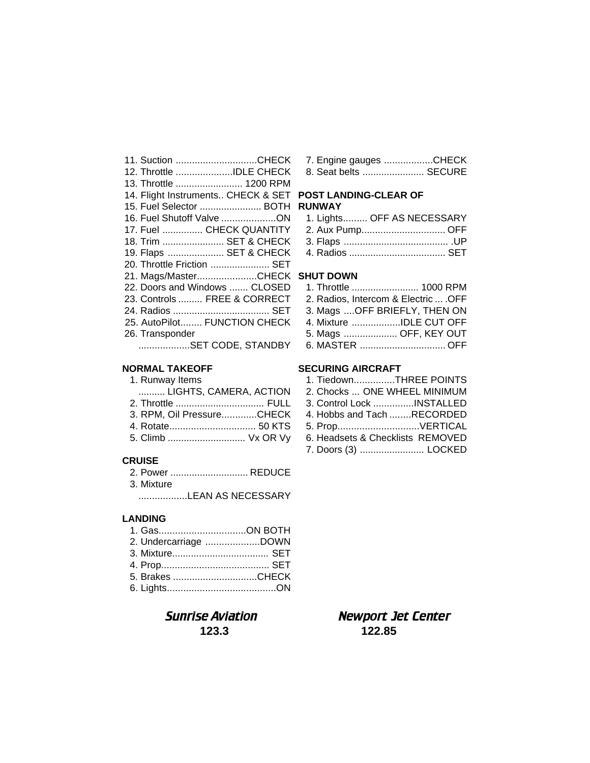11. Suction ..............................CHECK
12. Throttle .....................IDLE CHECK
13. Throttle ......................... 1200 RPM
14. Flight Instruments.. CHECK & SET
15. Fuel Selector ....................... BOTH
16. Fuel Shutoff Valve ....................ON
17. Fuel ............... CHECK QUANTITY
18. Trim ....................... SET & CHECK
19. Flaps ..................... SET & CHECK
20. Throttle Friction ...................... SET
21. Mags/Master......................CHECK
22. Doors and Windows ....... CLOSED
23. Controls ......... FREE & CORRECT
24. Radios .................................... SET
25. AutoPilot........ FUNCTION CHECK
26. Transponder ...................SET CODE, STANDBY

**NORMAL TAKEOFF**

1. Runway Items .......... LIGHTS, CAMERA, ACTION
2. Throttle ................................. FULL
3. RPM, Oil Pressure.............CHECK
4. Rotate................................ 50 KTS
5. Climb ............................. Vx OR Vy

**CRUISE**

2. Power ............................. REDUCE
3. Mixture ..................LEAN AS NECESSARY

**LANDING**

1. Gas................................ON BOTH
2. Undercarriage ....................DOWN
3. Mixture.................................... SET
4. Prop........................................ SET
5. Brakes ...............................CHECK
6. Lights........................................ON

7. Engine gauges ..................CHECK
8. Seat belts ....................... SECURE

**POST LANDING-CLEAR OF RUNWAY**

1. Lights......... OFF AS NECESSARY
2. Aux Pump............................... OFF
3. Flaps ....................................... .UP
4. Radios .................................... SET

**SHUT DOWN**

1. Throttle ......................... 1000 RPM
2. Radios, Intercom & Electric ... .OFF
3. Mags ....OFF BRIEFLY, THEN ON
4. Mixture ..................IDLE CUT OFF
5. Mags .................... OFF, KEY OUT
6. MASTER ................................ OFF

**SECURING AIRCRAFT**

1. Tiedown...............THREE POINTS
2. Chocks ... ONE WHEEL MINIMUM
3. Control Lock ...............INSTALLED
4. Hobbs and Tach ........RECORDED
5. Prop..............................VERTICAL
6. Headsets & Checklists REMOVED
7. Doors (3) ........................ LOCKED

***Sunrise Aviation***
**123.3**

***Newport Jet Center***
**122.85**